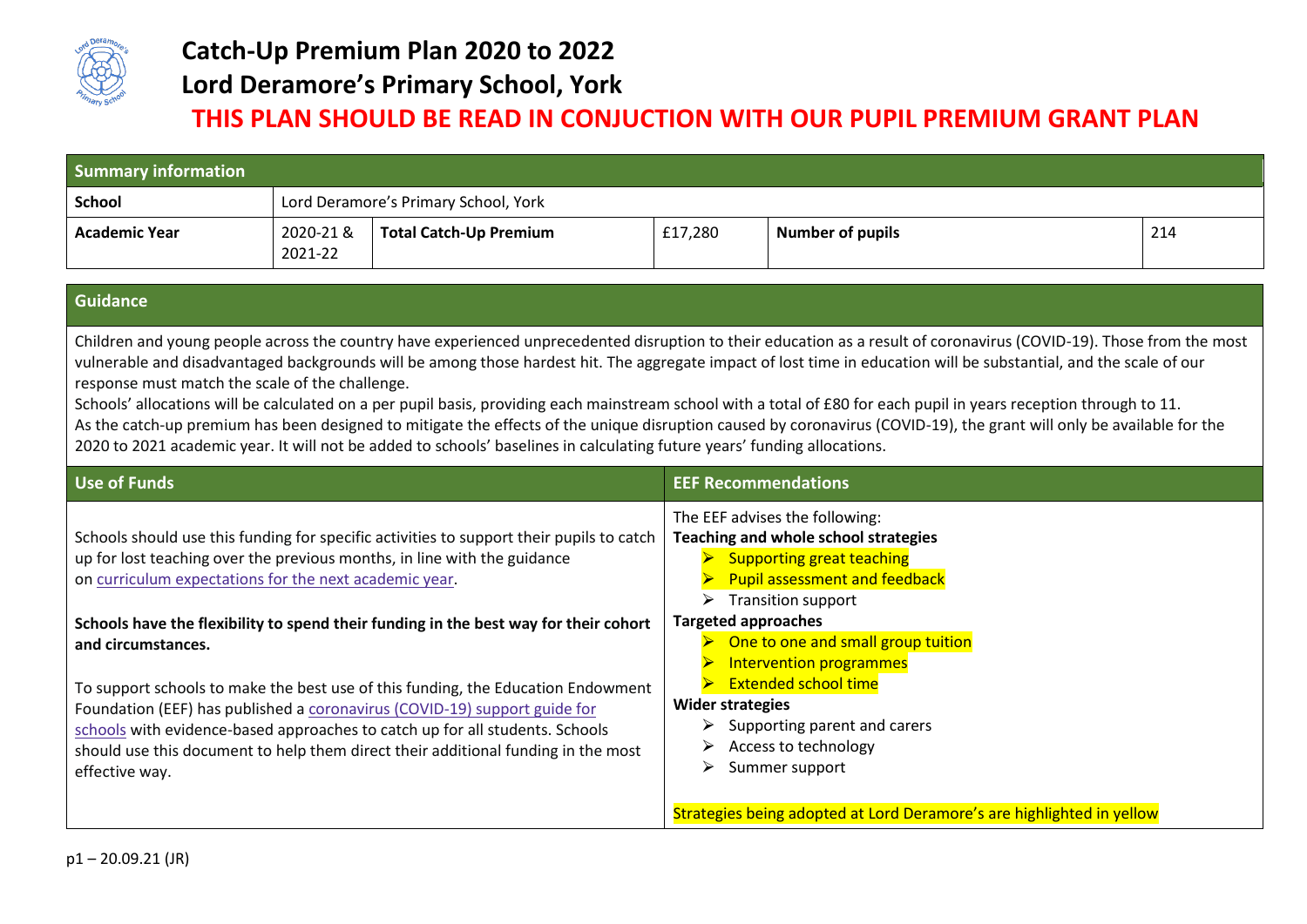# Catch-Up Premium Plan 2020 to 2022

# Lord Deramore's Primary School, York

## THIS PLAN SHOULD BE READ IN CONJUCTION WITH OUR PUPIL PREMIUM GRANT PLAN

| Summary information | | | | | |
|---|---|---|---|---|---|
| **School** | Lord Deramore's Primary School, York | | | | |
| **Academic Year** | 2020-21 & 2021-22 | **Total Catch-Up Premium** | £17,280 | **Number of pupils** | 214 |

## Guidance

Children and young people across the country have experienced unprecedented disruption to their education as a result of coronavirus (COVID-19). Those from the most vulnerable and disadvantaged backgrounds will be among those hardest hit. The aggregate impact of lost time in education will be substantial, and the scale of our response must match the scale of the challenge.

Schools' allocations will be calculated on a per pupil basis, providing each mainstream school with a total of £80 for each pupil in years reception through to 11.

As the catch-up premium has been designed to mitigate the effects of the unique disruption caused by coronavirus (COVID-19), the grant will only be available for the 2020 to 2021 academic year. It will not be added to schools' baselines in calculating future years' funding allocations.

## Use of Funds

Schools should use this funding for specific activities to support their pupils to catch up for lost teaching over the previous months, in line with the guidance on curriculum expectations for the next academic year.

**Schools have the flexibility to spend their funding in the best way for their cohort and circumstances.**

To support schools to make the best use of this funding, the Education Endowment Foundation (EEF) has published a coronavirus (COVID-19) support guide for schools with evidence-based approaches to catch up for all students. Schools should use this document to help them direct their additional funding in the most effective way.

## EEF Recommendations

The EEF advises the following:

**Teaching and whole school strategies**

- Supporting great teaching
- Pupil assessment and feedback
- Transition support

**Targeted approaches**

- One to one and small group tuition
- Intervention programmes
- Extended school time

**Wider strategies**

- Supporting parent and carers
- Access to technology
- Summer support

Strategies being adopted at Lord Deramore's are highlighted in yellow

p1 – 20.09.21 (JR)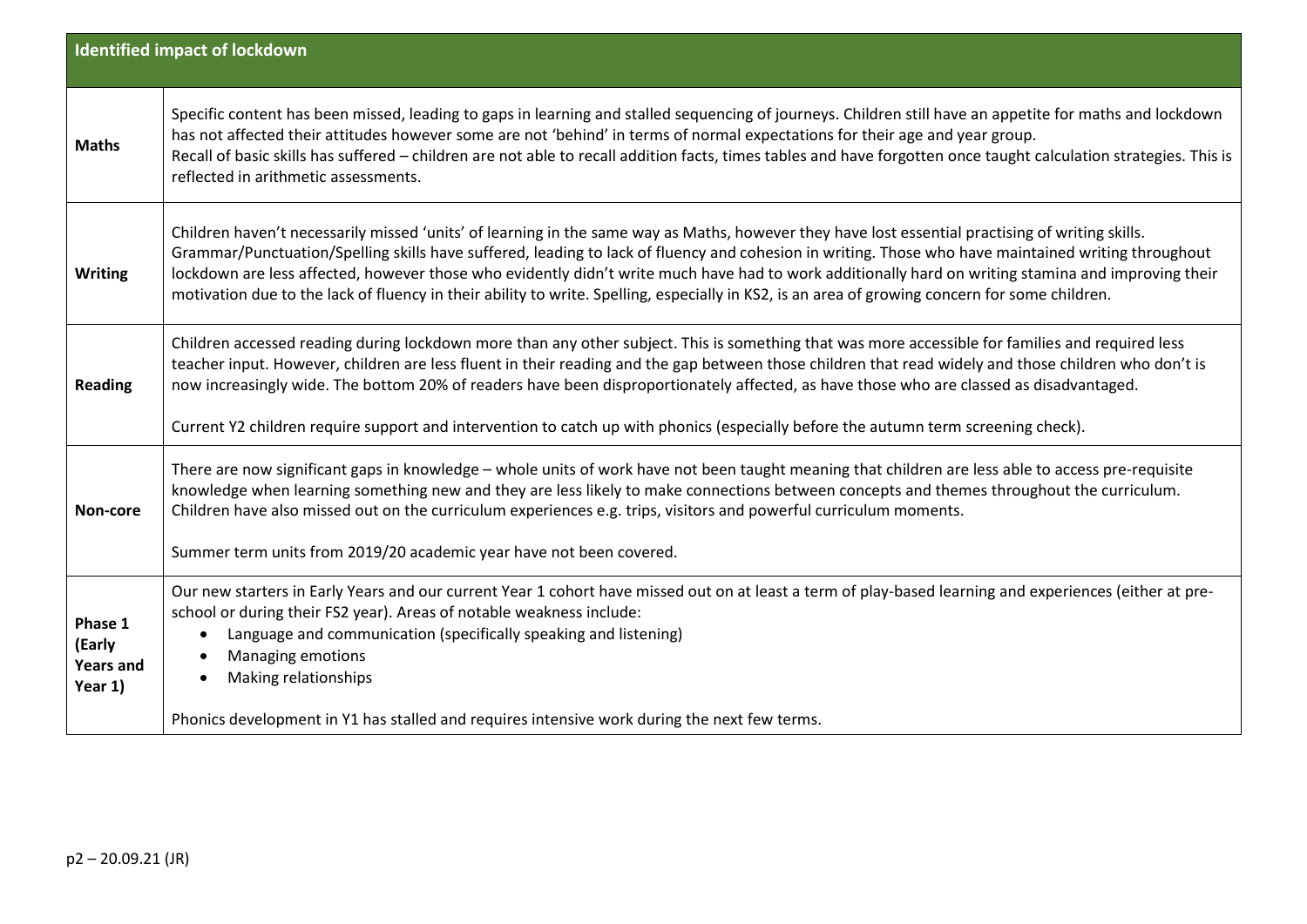| Identified impact of lockdown | |
|---|---|
| **Maths** | Specific content has been missed, leading to gaps in learning and stalled sequencing of journeys. Children still have an appetite for maths and lockdown has not affected their attitudes however some are not 'behind' in terms of normal expectations for their age and year group.<br>Recall of basic skills has suffered – children are not able to recall addition facts, times tables and have forgotten once taught calculation strategies. This is reflected in arithmetic assessments. |
| **Writing** | Children haven't necessarily missed 'units' of learning in the same way as Maths, however they have lost essential practising of writing skills. Grammar/Punctuation/Spelling skills have suffered, leading to lack of fluency and cohesion in writing. Those who have maintained writing throughout lockdown are less affected, however those who evidently didn't write much have had to work additionally hard on writing stamina and improving their motivation due to the lack of fluency in their ability to write. Spelling, especially in KS2, is an area of growing concern for some children. |
| **Reading** | Children accessed reading during lockdown more than any other subject. This is something that was more accessible for families and required less teacher input. However, children are less fluent in their reading and the gap between those children that read widely and those children who don't is now increasingly wide. The bottom 20% of readers have been disproportionately affected, as have those who are classed as disadvantaged.<br><br>Current Y2 children require support and intervention to catch up with phonics (especially before the autumn term screening check). |
| **Non-core** | There are now significant gaps in knowledge – whole units of work have not been taught meaning that children are less able to access pre-requisite knowledge when learning something new and they are less likely to make connections between concepts and themes throughout the curriculum. Children have also missed out on the curriculum experiences e.g. trips, visitors and powerful curriculum moments.<br><br>Summer term units from 2019/20 academic year have not been covered. |
| **Phase 1 (Early Years and Year 1)** | Our new starters in Early Years and our current Year 1 cohort have missed out on at least a term of play-based learning and experiences (either at pre-school or during their FS2 year). Areas of notable weakness include:<br>• Language and communication (specifically speaking and listening)<br>• Managing emotions<br>• Making relationships<br><br>Phonics development in Y1 has stalled and requires intensive work during the next few terms. |

p2 – 20.09.21 (JR)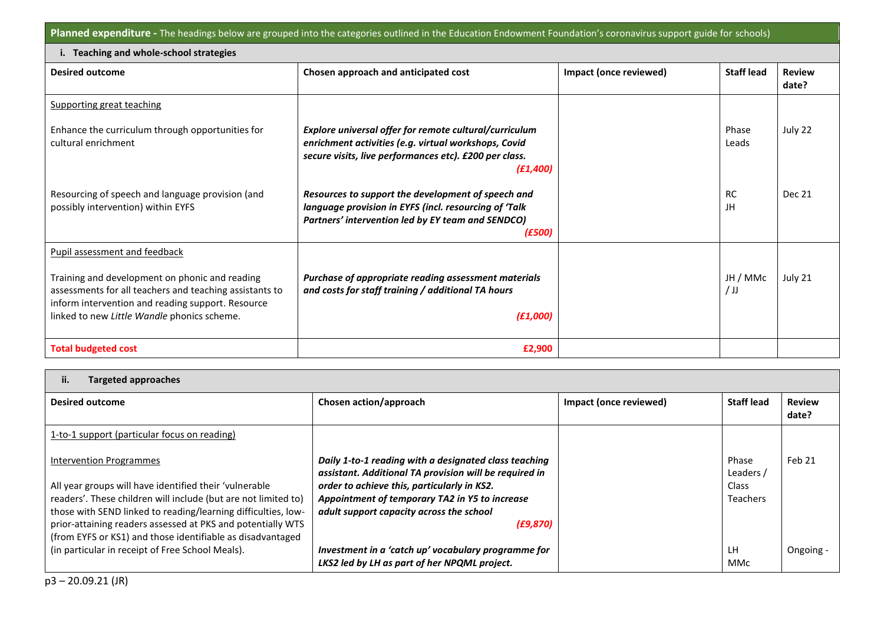**Planned expenditure -** The headings below are grouped into the categories outlined in the Education Endowment Foundation's coronavirus support guide for schools)

**i. Teaching and whole-school strategies**

| Desired outcome | Chosen approach and anticipated cost | Impact (once reviewed) | Staff lead | Review date? |
|---|---|---|---|---|
| Supporting great teaching | | | | |
| Enhance the curriculum through opportunities for cultural enrichment | ***Explore universal offer for remote cultural/curriculum enrichment activities (e.g. virtual workshops, Covid secure visits, live performances etc). £200 per class. (£1,400)*** | | Phase Leads | July 22 |
| Resourcing of speech and language provision (and possibly intervention) within EYFS | ***Resources to support the development of speech and language provision in EYFS (incl. resourcing of 'Talk Partners' intervention led by EY team and SENDCO) (£500)*** | | RC JH | Dec 21 |
| Pupil assessment and feedback | | | | |
| Training and development on phonic and reading assessments for all teachers and teaching assistants to inform intervention and reading support. Resource linked to new *Little Wandle* phonics scheme. | ***Purchase of appropriate reading assessment materials and costs for staff training / additional TA hours (£1,000)*** | | JH / MMc / JJ | July 21 |
| **Total budgeted cost** | **£2,900** | | | |

**ii. Targeted approaches**

| Desired outcome | Chosen action/approach | Impact (once reviewed) | Staff lead | Review date? |
|---|---|---|---|---|
| 1-to-1 support (particular focus on reading) | | | | |
| Intervention Programmes<br><br>All year groups will have identified their 'vulnerable readers'. These children will include (but are not limited to) those with SEND linked to reading/learning difficulties, low-prior-attaining readers assessed at PKS and potentially WTS (from EYFS or KS1) and those identifiable as disadvantaged (in particular in receipt of Free School Meals). | ***Daily 1-to-1 reading with a designated class teaching assistant. Additional TA provision will be required in order to achieve this, particularly in KS2. Appointment of temporary TA2 in Y5 to increase adult support capacity across the school (£9,870)*** | | Phase Leaders / Class Teachers | Feb 21 |
| | ***Investment in a 'catch up' vocabulary programme for LKS2 led by LH as part of her NPQML project.*** | | LH MMc | Ongoing - |

p3 – 20.09.21 (JR)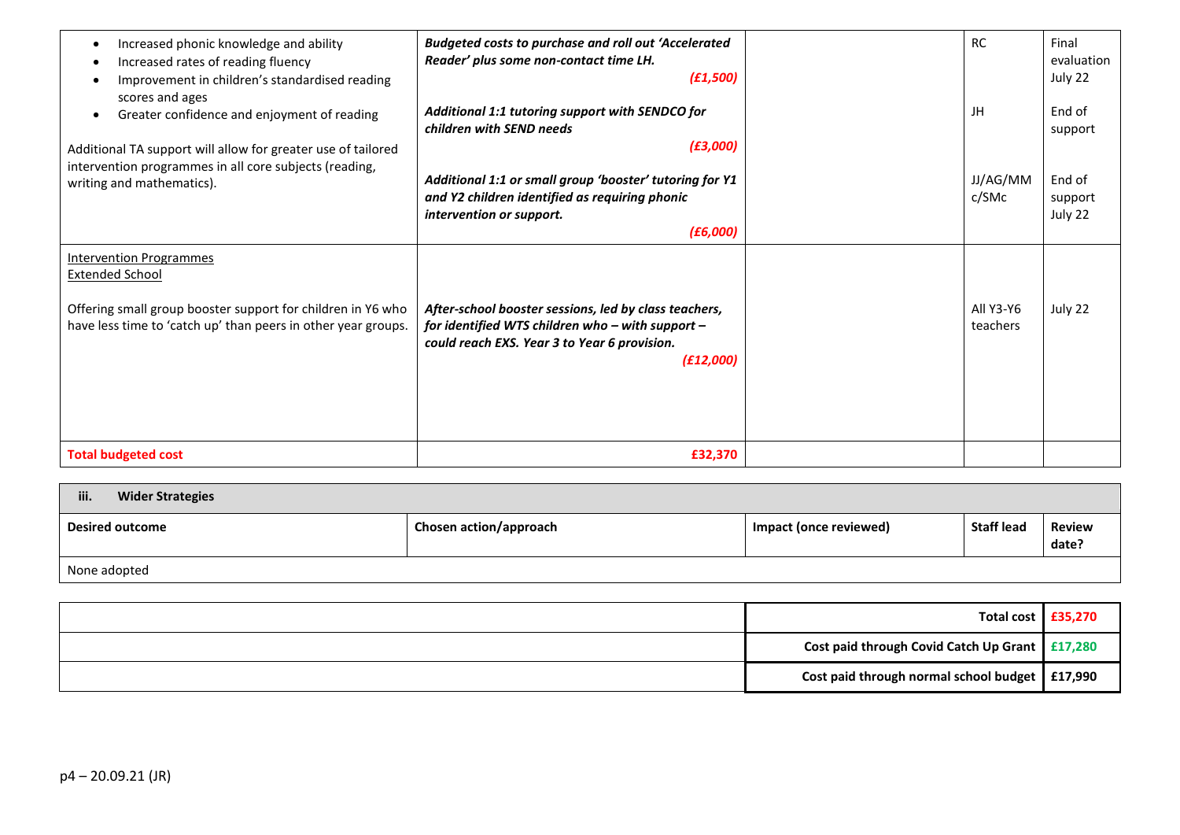| | | | | |
|---|---|---|---|---|
| • Increased phonic knowledge and ability<br>• Increased rates of reading fluency<br>• Improvement in children's standardised reading scores and ages<br>• Greater confidence and enjoyment of reading<br><br>Additional TA support will allow for greater use of tailored intervention programmes in all core subjects (reading, writing and mathematics). | ***Budgeted costs to purchase and roll out 'Accelerated Reader' plus some non-contact time LH.*** ***(£1,500)***<br><br>***Additional 1:1 tutoring support with SENDCO for children with SEND needs*** ***(£3,000)***<br><br>***Additional 1:1 or small group 'booster' tutoring for Y1 and Y2 children identified as requiring phonic intervention or support.*** ***(£6,000)*** | | RC<br><br>JH<br><br>JJ/AG/MMc/SMc | Final evaluation July 22<br><br>End of support<br><br>End of support July 22 |
| Intervention Programmes<br>Extended School<br><br>Offering small group booster support for children in Y6 who have less time to 'catch up' than peers in other year groups. | ***After-school booster sessions, led by class teachers, for identified WTS children who – with support – could reach EXS. Year 3 to Year 6 provision.*** ***(£12,000)*** | | All Y3-Y6 teachers | July 22 |
| **Total budgeted cost** | **£32,370** | | | |

| **iii. Wider Strategies** | | | | |
|---|---|---|---|---|
| **Desired outcome** | **Chosen action/approach** | **Impact (once reviewed)** | **Staff lead** | **Review date?** |
| None adopted | | | | |

| | | |
|---|---|---|
| | **Total cost** | **£35,270** |
| | **Cost paid through Covid Catch Up Grant** | **£17,280** |
| | **Cost paid through normal school budget** | **£17,990** |

p4 – 20.09.21 (JR)